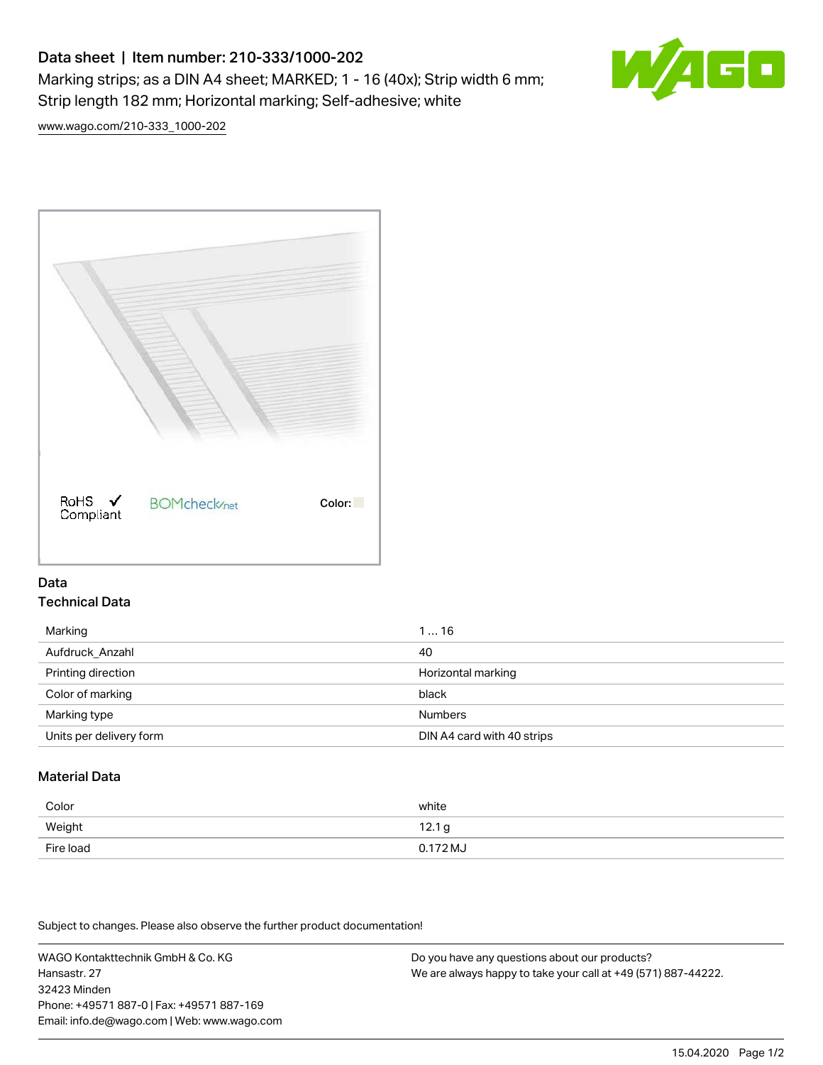# Data sheet | Item number: 210-333/1000-202

Marking strips; as a DIN A4 sheet; MARKED; 1 - 16 (40x); Strip width 6 mm; Strip length 182 mm; Horizontal marking; Self-adhesive; white

www.wago.com/210-333_1000-202

RoHS Compliant ✓ BOMcheck.net Color:

## Data

### Technical Data

| | |
|---|---|
| Marking | 1 … 16 |
| Aufdruck_Anzahl | 40 |
| Printing direction | Horizontal marking |
| Color of marking | black |
| Marking type | Numbers |
| Units per delivery form | DIN A4 card with 40 strips |

### Material Data

| | |
|---|---|
| Color | white |
| Weight | 12.1 g |
| Fire load | 0.172 MJ |

Subject to changes. Please also observe the further product documentation!

WAGO Kontakttechnik GmbH & Co. KG
Hansastr. 27
32423 Minden
Phone: +49571 887-0 | Fax: +49571 887-169
Email: info.de@wago.com | Web: www.wago.com

Do you have any questions about our products?
We are always happy to take your call at +49 (571) 887-44222.

15.04.2020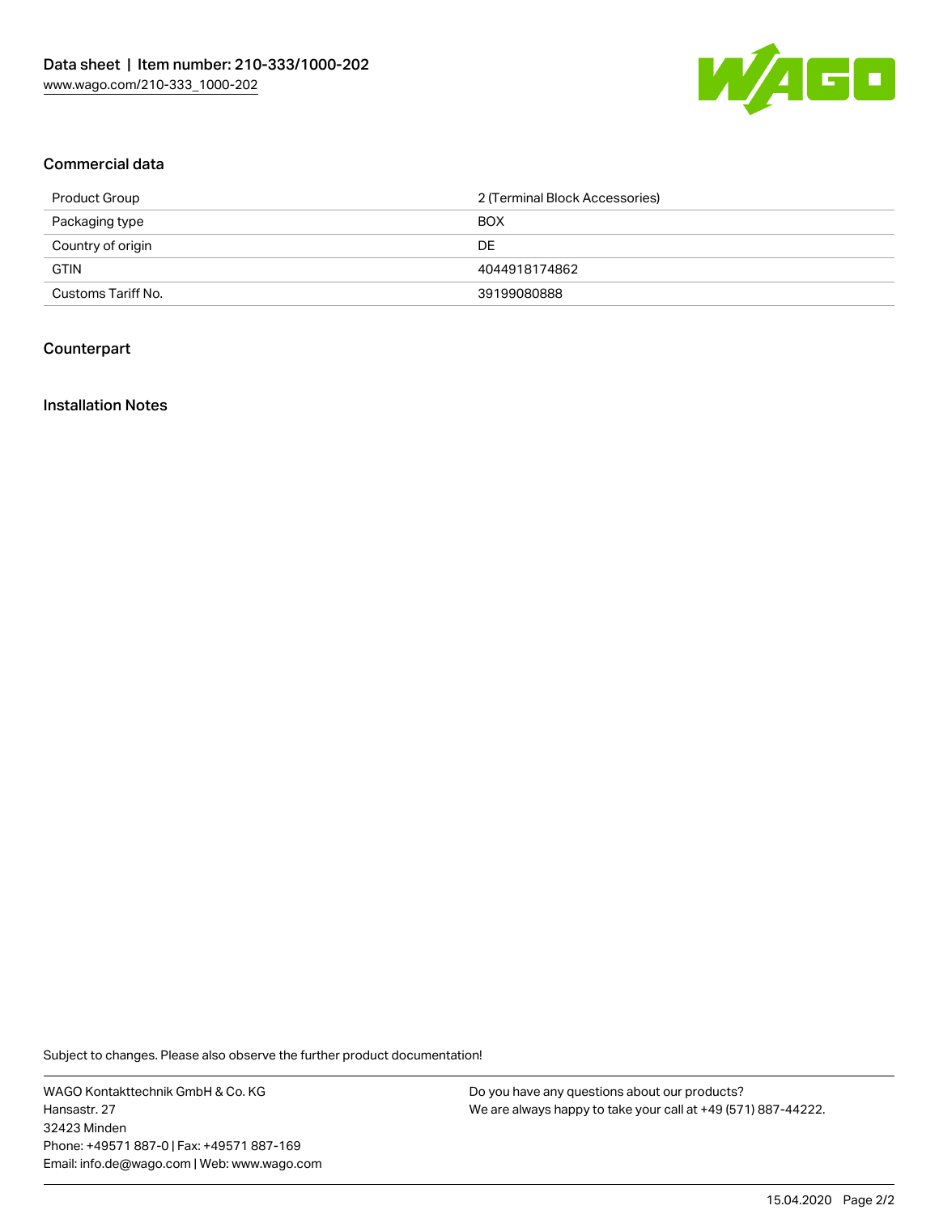## Commercial data

| | |
|---|---|
| Product Group | 2 (Terminal Block Accessories) |
| Packaging type | BOX |
| Country of origin | DE |
| GTIN | 4044918174862 |
| Customs Tariff No. | 39199080888 |

## Counterpart

## Installation Notes

Subject to changes. Please also observe the further product documentation!

WAGO Kontakttechnik GmbH & Co. KG
Hansastr. 27
32423 Minden
Phone: +49571 887-0 | Fax: +49571 887-169
Email: info.de@wago.com | Web: www.wago.com

Do you have any questions about our products?
We are always happy to take your call at +49 (571) 887-44222.